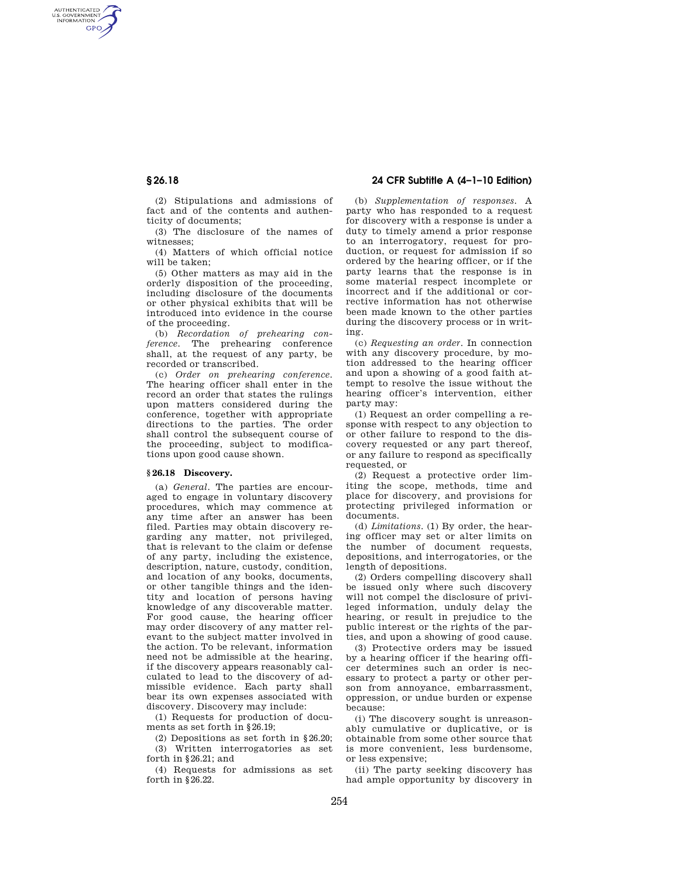(2) Stipulations and admissions of fact and of the contents and authenticity of documents;

(3) The disclosure of the names of witnesses;

(4) Matters of which official notice will be taken;

(5) Other matters as may aid in the orderly disposition of the proceeding, including disclosure of the documents or other physical exhibits that will be introduced into evidence in the course of the proceeding.

(b) *Recordation of prehearing conference.* The prehearing conference shall, at the request of any party, be recorded or transcribed.

(c) *Order on prehearing conference.* The hearing officer shall enter in the record an order that states the rulings upon matters considered during the conference, together with appropriate directions to the parties. The order shall control the subsequent course of the proceeding, subject to modifications upon good cause shown.

## § 26.18 Discovery.

(a) *General.* The parties are encouraged to engage in voluntary discovery procedures, which may commence at any time after an answer has been filed. Parties may obtain discovery regarding any matter, not privileged, that is relevant to the claim or defense of any party, including the existence, description, nature, custody, condition, and location of any books, documents, or other tangible things and the identity and location of persons having knowledge of any discoverable matter. For good cause, the hearing officer may order discovery of any matter relevant to the subject matter involved in the action. To be relevant, information need not be admissible at the hearing, if the discovery appears reasonably calculated to lead to the discovery of admissible evidence. Each party shall bear its own expenses associated with discovery. Discovery may include:

(1) Requests for production of documents as set forth in § 26.19;

(2) Depositions as set forth in § 26.20;

(3) Written interrogatories as set forth in § 26.21; and

(4) Requests for admissions as set forth in § 26.22.

(b) *Supplementation of responses.* A party who has responded to a request for discovery with a response is under a duty to timely amend a prior response to an interrogatory, request for production, or request for admission if so ordered by the hearing officer, or if the party learns that the response is in some material respect incomplete or incorrect and if the additional or corrective information has not otherwise been made known to the other parties during the discovery process or in writing.

(c) *Requesting an order.* In connection with any discovery procedure, by motion addressed to the hearing officer and upon a showing of a good faith attempt to resolve the issue without the hearing officer's intervention, either party may:

(1) Request an order compelling a response with respect to any objection to or other failure to respond to the discovery requested or any part thereof, or any failure to respond as specifically requested, or

(2) Request a protective order limiting the scope, methods, time and place for discovery, and provisions for protecting privileged information or documents.

(d) *Limitations.* (1) By order, the hearing officer may set or alter limits on the number of document requests, depositions, and interrogatories, or the length of depositions.

(2) Orders compelling discovery shall be issued only where such discovery will not compel the disclosure of privileged information, unduly delay the hearing, or result in prejudice to the public interest or the rights of the parties, and upon a showing of good cause.

(3) Protective orders may be issued by a hearing officer if the hearing officer determines such an order is necessary to protect a party or other person from annoyance, embarrassment, oppression, or undue burden or expense because:

(i) The discovery sought is unreasonably cumulative or duplicative, or is obtainable from some other source that is more convenient, less burdensome, or less expensive;

(ii) The party seeking discovery has had ample opportunity by discovery in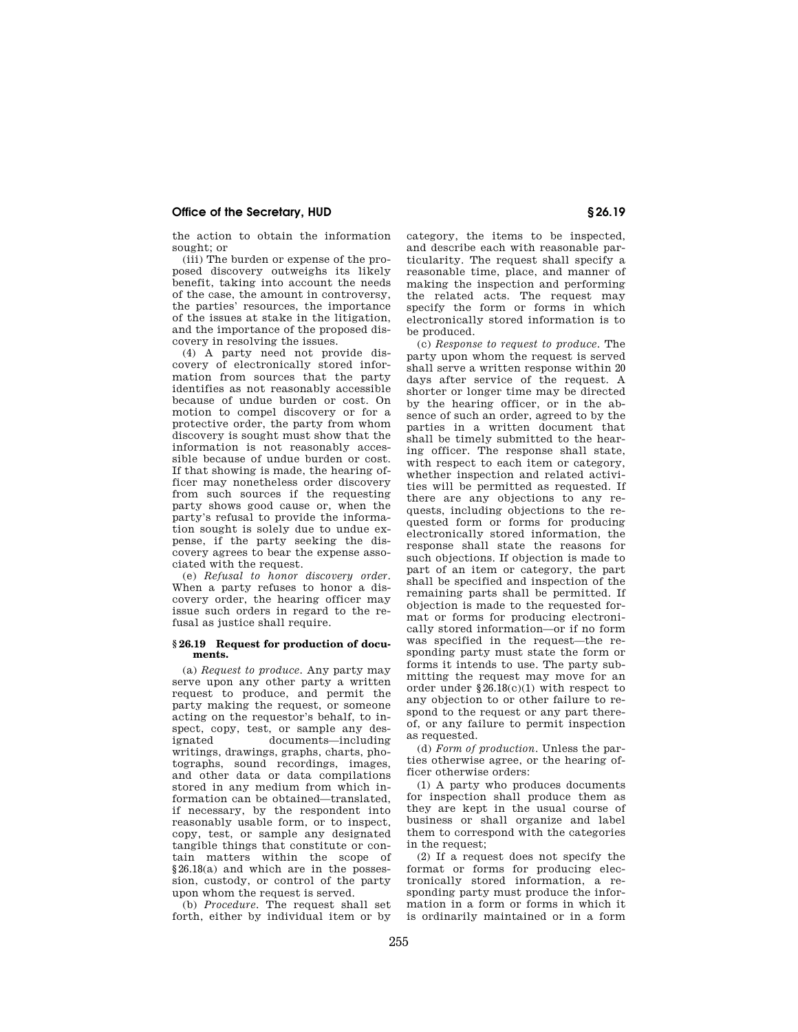the action to obtain the information sought; or

(iii) The burden or expense of the proposed discovery outweighs its likely benefit, taking into account the needs of the case, the amount in controversy, the parties' resources, the importance of the issues at stake in the litigation, and the importance of the proposed discovery in resolving the issues.

(4) A party need not provide discovery of electronically stored information from sources that the party identifies as not reasonably accessible because of undue burden or cost. On motion to compel discovery or for a protective order, the party from whom discovery is sought must show that the information is not reasonably accessible because of undue burden or cost. If that showing is made, the hearing officer may nonetheless order discovery from such sources if the requesting party shows good cause or, when the party's refusal to provide the information sought is solely due to undue expense, if the party seeking the discovery agrees to bear the expense associated with the request.

(e) *Refusal to honor discovery order.* When a party refuses to honor a discovery order, the hearing officer may issue such orders in regard to the refusal as justice shall require.

### § 26.19 Request for production of documents.

(a) *Request to produce.* Any party may serve upon any other party a written request to produce, and permit the party making the request, or someone acting on the requestor's behalf, to inspect, copy, test, or sample any designated documents—including writings, drawings, graphs, charts, photographs, sound recordings, images, and other data or data compilations stored in any medium from which information can be obtained—translated, if necessary, by the respondent into reasonably usable form, or to inspect, copy, test, or sample any designated tangible things that constitute or contain matters within the scope of §26.18(a) and which are in the possession, custody, or control of the party upon whom the request is served.

(b) *Procedure.* The request shall set forth, either by individual item or by category, the items to be inspected, and describe each with reasonable particularity. The request shall specify a reasonable time, place, and manner of making the inspection and performing the related acts. The request may specify the form or forms in which electronically stored information is to be produced.

(c) *Response to request to produce.* The party upon whom the request is served shall serve a written response within 20 days after service of the request. A shorter or longer time may be directed by the hearing officer, or in the absence of such an order, agreed to by the parties in a written document that shall be timely submitted to the hearing officer. The response shall state, with respect to each item or category, whether inspection and related activities will be permitted as requested. If there are any objections to any requests, including objections to the requested form or forms for producing electronically stored information, the response shall state the reasons for such objections. If objection is made to part of an item or category, the part shall be specified and inspection of the remaining parts shall be permitted. If objection is made to the requested format or forms for producing electronically stored information—or if no form was specified in the request—the responding party must state the form or forms it intends to use. The party submitting the request may move for an order under §26.18(c)(1) with respect to any objection to or other failure to respond to the request or any part thereof, or any failure to permit inspection as requested.

(d) *Form of production.* Unless the parties otherwise agree, or the hearing officer otherwise orders:

(1) A party who produces documents for inspection shall produce them as they are kept in the usual course of business or shall organize and label them to correspond with the categories in the request;

(2) If a request does not specify the format or forms for producing electronically stored information, a responding party must produce the information in a form or forms in which it is ordinarily maintained or in a form